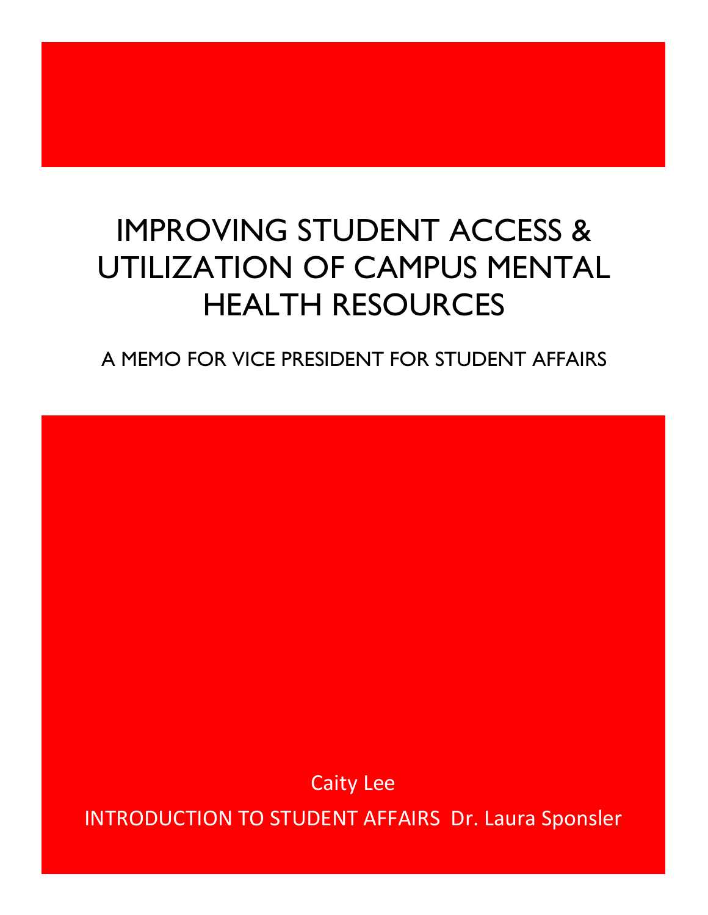# IMPROVING STUDENT ACCESS & UTILIZATION OF CAMPUS MENTAL HEALTH RESOURCES

## A MEMO FOR VICE PRESIDENT FOR STUDENT AFFAIRS

Caity Lee

INTRODUCTION TO STUDENT AFFAIRS  Dr. Laura Sponsler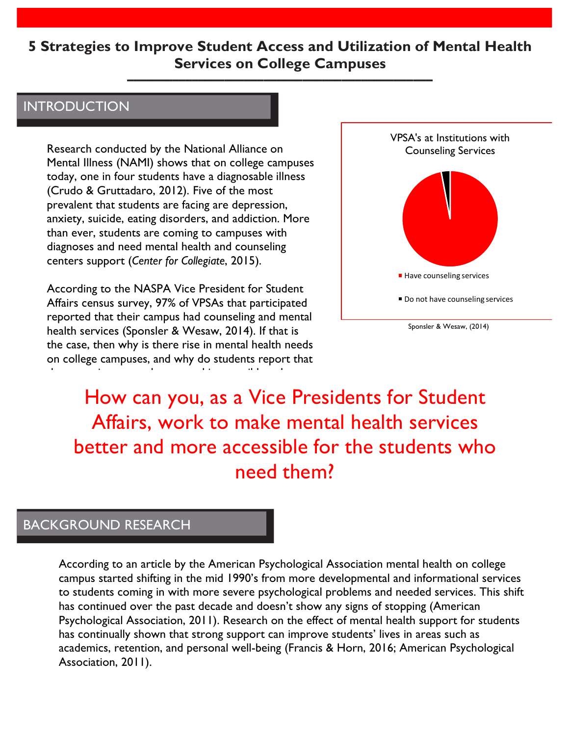# 5 Strategies to Improve Student Access and Utilization of Mental Health Services on College Campuses

## INTRODUCTION

Research conducted by the National Alliance on Mental Illness (NAMI) shows that on college campuses today, one in four students have a diagnosable illness (Crudo & Gruttadaro, 2012). Five of the most prevalent that students are facing are depression, anxiety, suicide, eating disorders, and addiction. More than ever, students are coming to campuses with diagnoses and need mental health and counseling centers support (*Center for Collegiate*, 2015).

According to the NASPA Vice President for Student Affairs census survey, 97% of VPSAs that participated reported that their campus had counseling and mental health services (Sponsler & Wesaw, 2014). If that is the case, then why is there rise in mental health needs on college campuses, and why do students report that

VPSA's at Institutions with Counseling Services

- Have counseling services
- Do not have counseling services

Sponsler & Wesaw, (2014)

**How can you, as a Vice Presidents for Student Affairs, work to make mental health services better and more accessible for the students who need them?**

## BACKGROUND RESEARCH

According to an article by the American Psychological Association mental health on college campus started shifting in the mid 1990's from more developmental and informational services to students coming in with more severe psychological problems and needed services. This shift has continued over the past decade and doesn't show any signs of stopping (American Psychological Association, 2011). Research on the effect of mental health support for students has continually shown that strong support can improve students' lives in areas such as academics, retention, and personal well-being (Francis & Horn, 2016; American Psychological Association, 2011).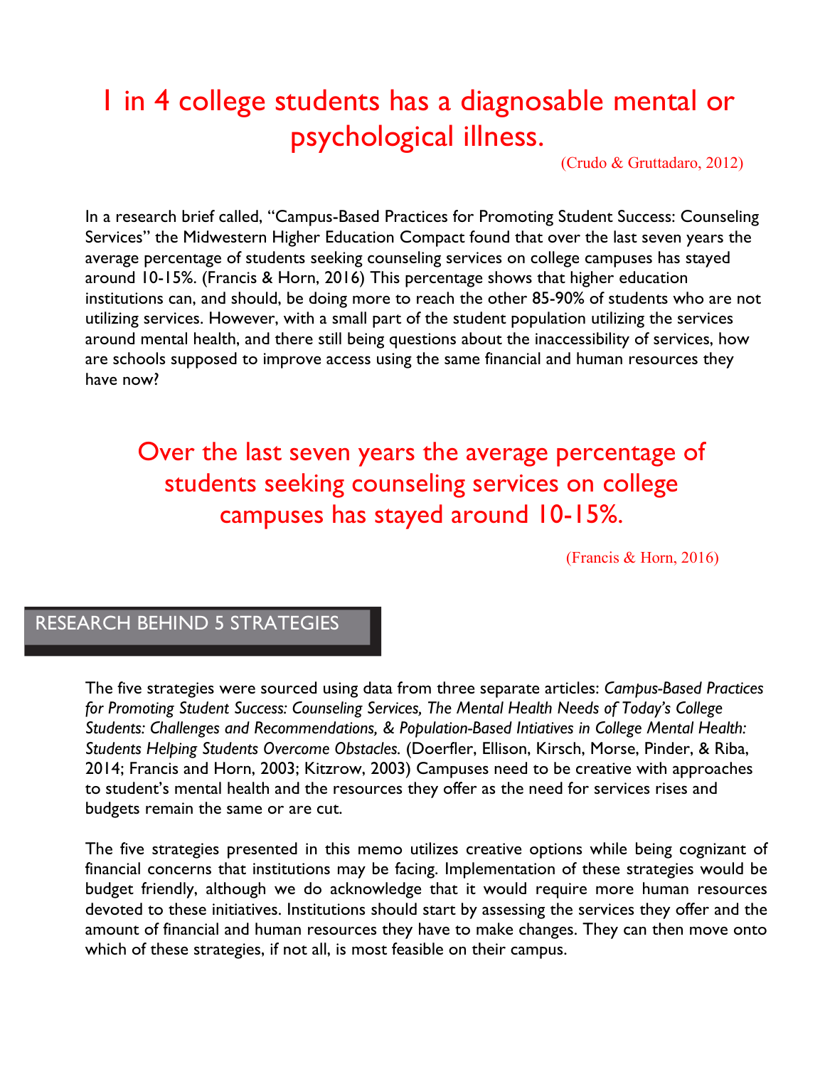## 1 in 4 college students has a diagnosable mental or psychological illness.

(Crudo & Gruttadaro, 2012)

In a research brief called, "Campus-Based Practices for Promoting Student Success: Counseling Services" the Midwestern Higher Education Compact found that over the last seven years the average percentage of students seeking counseling services on college campuses has stayed around 10-15%. (Francis & Horn, 2016) This percentage shows that higher education institutions can, and should, be doing more to reach the other 85-90% of students who are not utilizing services. However, with a small part of the student population utilizing the services around mental health, and there still being questions about the inaccessibility of services, how are schools supposed to improve access using the same financial and human resources they have now?

## Over the last seven years the average percentage of students seeking counseling services on college campuses has stayed around 10-15%.

(Francis & Horn, 2016)

## RESEARCH BEHIND 5 STRATEGIES

The five strategies were sourced using data from three separate articles: *Campus-Based Practices for Promoting Student Success: Counseling Services, The Mental Health Needs of Today's College Students: Challenges and Recommendations, & Population-Based Intiatives in College Mental Health: Students Helping Students Overcome Obstacles.* (Doerfler, Ellison, Kirsch, Morse, Pinder, & Riba, 2014; Francis and Horn, 2003; Kitzrow, 2003) Campuses need to be creative with approaches to student's mental health and the resources they offer as the need for services rises and budgets remain the same or are cut.

The five strategies presented in this memo utilizes creative options while being cognizant of financial concerns that institutions may be facing. Implementation of these strategies would be budget friendly, although we do acknowledge that it would require more human resources devoted to these initiatives. Institutions should start by assessing the services they offer and the amount of financial and human resources they have to make changes. They can then move onto which of these strategies, if not all, is most feasible on their campus.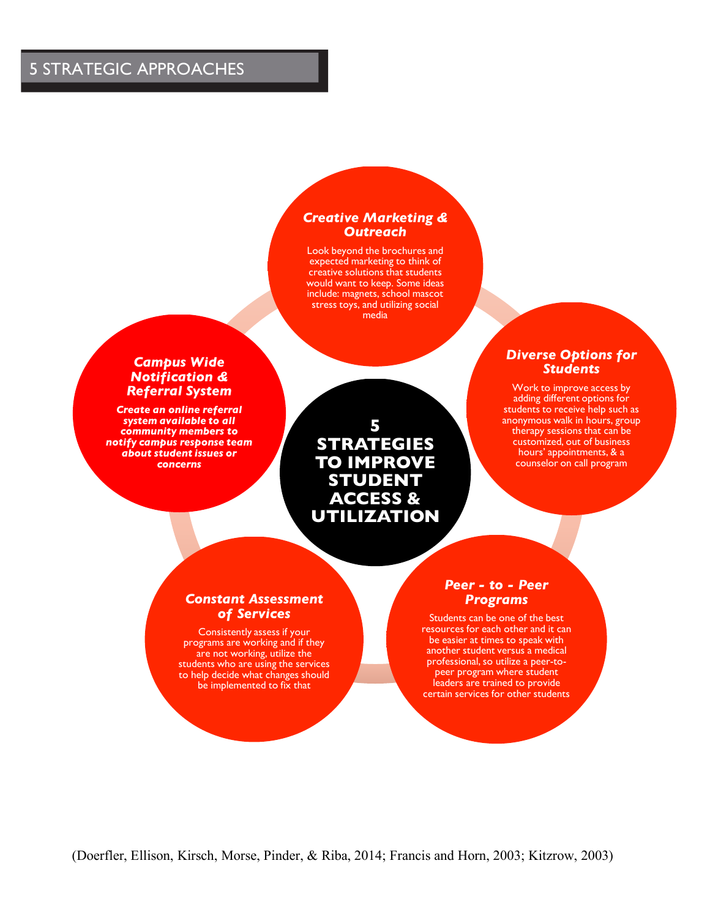## 5 STRATEGIC APPROACHES

### 5 STRATEGIES TO IMPROVE STUDENT ACCESS & UTILIZATION

***Creative Marketing & Outreach***

Look beyond the brochures and expected marketing to think of creative solutions that students would want to keep. Some ideas include: magnets, school mascot stress toys, and utilizing social media

***Diverse Options for Students***

Work to improve access by adding different options for students to receive help such as anonymous walk in hours, group therapy sessions that can be customized, out of business hours' appointments, & a counselor on call program

***Peer - to - Peer Programs***

Students can be one of the best resources for each other and it can be easier at times to speak with another student versus a medical professional, so utilize a peer-to-peer program where student leaders are trained to provide certain services for other students

***Constant Assessment of Services***

Consistently assess if your programs are working and if they are not working, utilize the students who are using the services to help decide what changes should be implemented to fix that

***Campus Wide Notification & Referral System***

***Create an online referral system available to all community members to notify campus response team about student issues or concerns***

(Doerfler, Ellison, Kirsch, Morse, Pinder, & Riba, 2014; Francis and Horn, 2003; Kitzrow, 2003)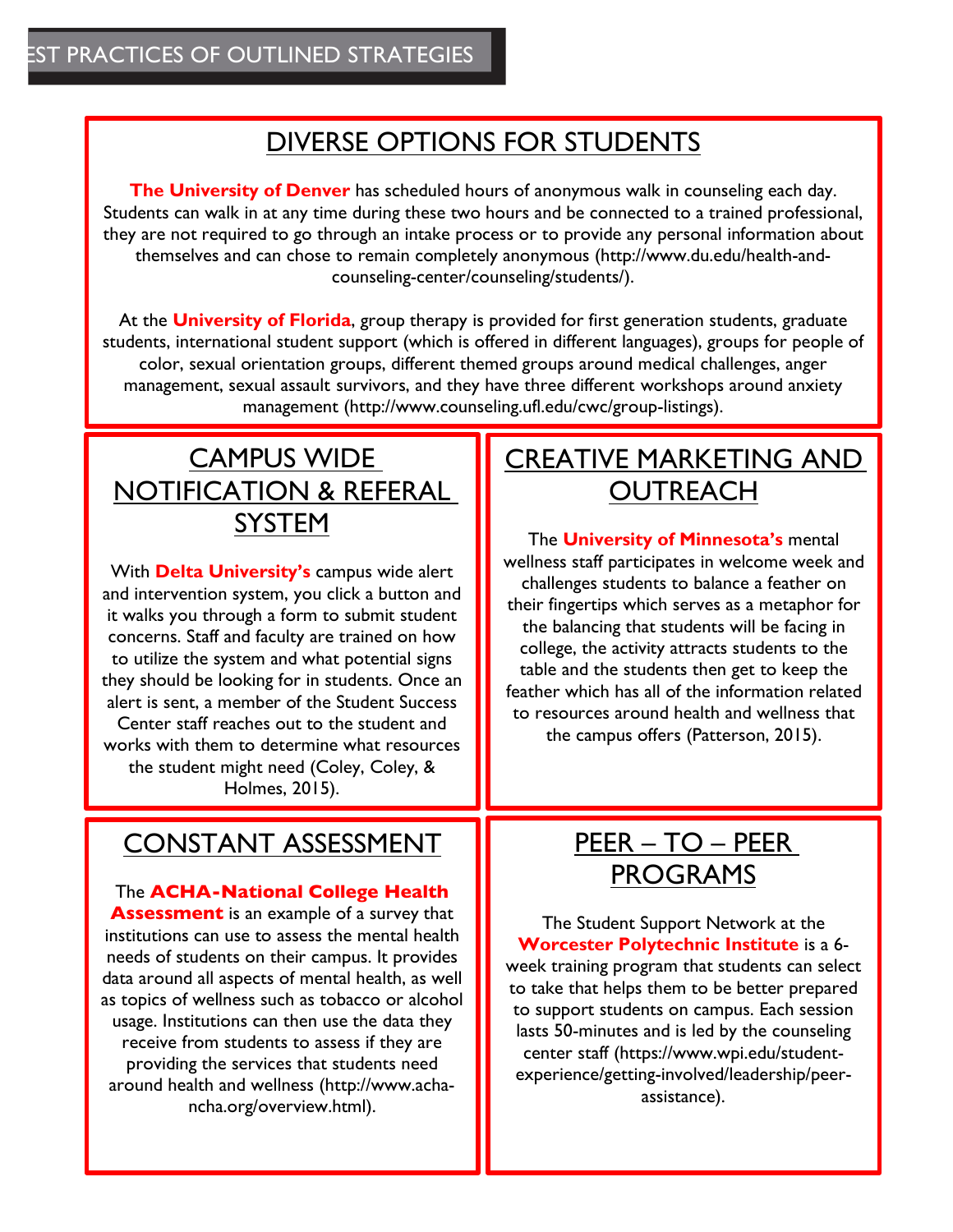# EST PRACTICES OF OUTLINED STRATEGIES

## DIVERSE OPTIONS FOR STUDENTS

**The University of Denver** has scheduled hours of anonymous walk in counseling each day. Students can walk in at any time during these two hours and be connected to a trained professional, they are not required to go through an intake process or to provide any personal information about themselves and can chose to remain completely anonymous (http://www.du.edu/health-and-counseling-center/counseling/students/).

At the **University of Florida**, group therapy is provided for first generation students, graduate students, international student support (which is offered in different languages), groups for people of color, sexual orientation groups, different themed groups around medical challenges, anger management, sexual assault survivors, and they have three different workshops around anxiety management (http://www.counseling.ufl.edu/cwc/group-listings).

## CAMPUS WIDE NOTIFICATION & REFERAL SYSTEM

With **Delta University's** campus wide alert and intervention system, you click a button and it walks you through a form to submit student concerns. Staff and faculty are trained on how to utilize the system and what potential signs they should be looking for in students. Once an alert is sent, a member of the Student Success Center staff reaches out to the student and works with them to determine what resources the student might need (Coley, Coley, & Holmes, 2015).

## CREATIVE MARKETING AND OUTREACH

The **University of Minnesota's** mental wellness staff participates in welcome week and challenges students to balance a feather on their fingertips which serves as a metaphor for the balancing that students will be facing in college, the activity attracts students to the table and the students then get to keep the feather which has all of the information related to resources around health and wellness that the campus offers (Patterson, 2015).

## CONSTANT ASSESSMENT

The **ACHA-National College Health Assessment** is an example of a survey that institutions can use to assess the mental health needs of students on their campus. It provides data around all aspects of mental health, as well as topics of wellness such as tobacco or alcohol usage. Institutions can then use the data they receive from students to assess if they are providing the services that students need around health and wellness (http://www.acha-ncha.org/overview.html).

## PEER – TO – PEER PROGRAMS

The Student Support Network at the **Worcester Polytechnic Institute** is a 6-week training program that students can select to take that helps them to be better prepared to support students on campus. Each session lasts 50-minutes and is led by the counseling center staff (https://www.wpi.edu/student-experience/getting-involved/leadership/peer-assistance).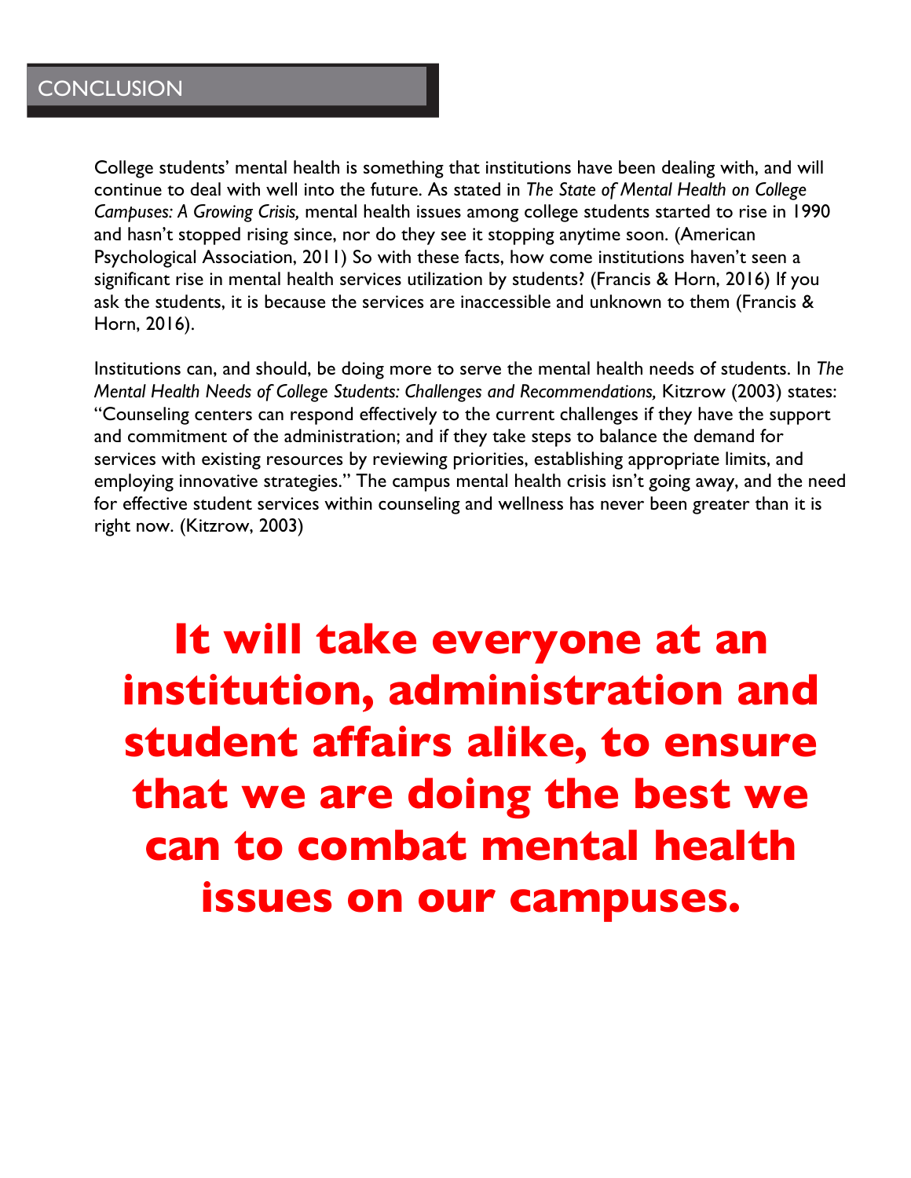## CONCLUSION

College students' mental health is something that institutions have been dealing with, and will continue to deal with well into the future. As stated in *The State of Mental Health on College Campuses: A Growing Crisis,* mental health issues among college students started to rise in 1990 and hasn't stopped rising since, nor do they see it stopping anytime soon. (American Psychological Association, 2011) So with these facts, how come institutions haven't seen a significant rise in mental health services utilization by students? (Francis & Horn, 2016) If you ask the students, it is because the services are inaccessible and unknown to them (Francis & Horn, 2016).

Institutions can, and should, be doing more to serve the mental health needs of students. In *The Mental Health Needs of College Students: Challenges and Recommendations,* Kitzrow (2003) states: "Counseling centers can respond effectively to the current challenges if they have the support and commitment of the administration; and if they take steps to balance the demand for services with existing resources by reviewing priorities, establishing appropriate limits, and employing innovative strategies." The campus mental health crisis isn't going away, and the need for effective student services within counseling and wellness has never been greater than it is right now. (Kitzrow, 2003)

**It will take everyone at an institution, administration and student affairs alike, to ensure that we are doing the best we can to combat mental health issues on our campuses.**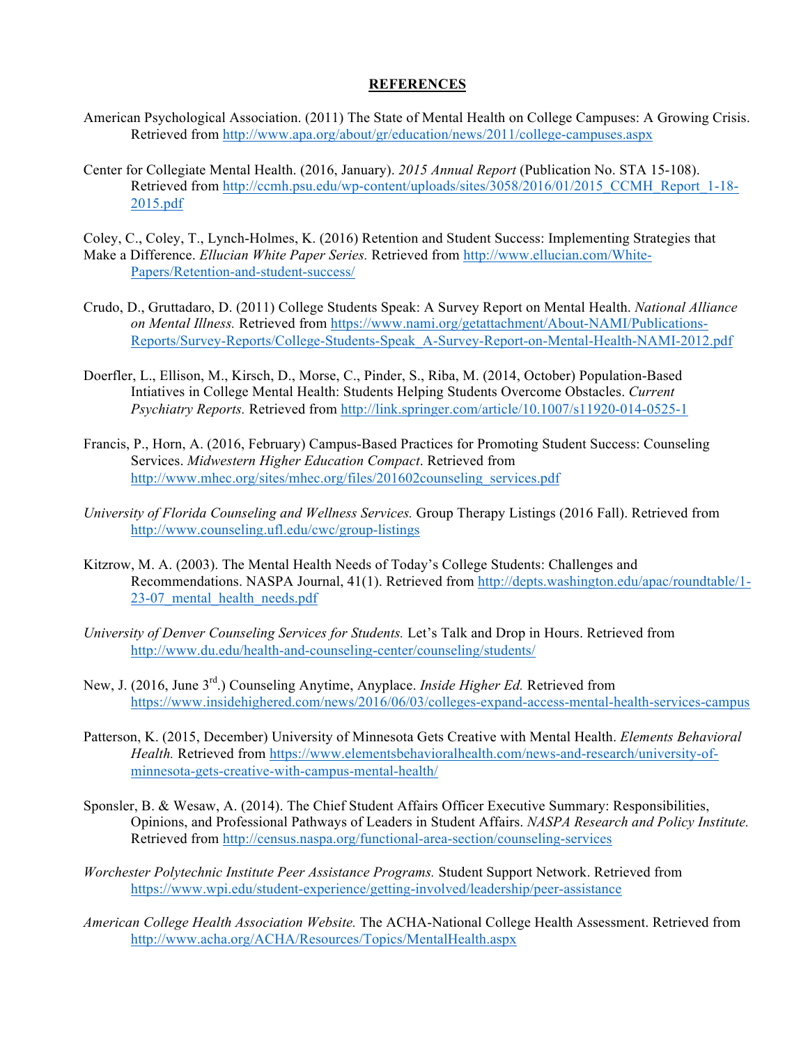**REFERENCES**

American Psychological Association. (2011) The State of Mental Health on College Campuses: A Growing Crisis. Retrieved from http://www.apa.org/about/gr/education/news/2011/college-campuses.aspx

Center for Collegiate Mental Health. (2016, January). *2015 Annual Report* (Publication No. STA 15-108). Retrieved from http://ccmh.psu.edu/wp-content/uploads/sites/3058/2016/01/2015_CCMH_Report_1-18-2015.pdf

Coley, C., Coley, T., Lynch-Holmes, K. (2016) Retention and Student Success: Implementing Strategies that Make a Difference. *Ellucian White Paper Series.* Retrieved from http://www.ellucian.com/White-Papers/Retention-and-student-success/

Crudo, D., Gruttadaro, D. (2011) College Students Speak: A Survey Report on Mental Health. *National Alliance on Mental Illness.* Retrieved from https://www.nami.org/getattachment/About-NAMI/Publications-Reports/Survey-Reports/College-Students-Speak_A-Survey-Report-on-Mental-Health-NAMI-2012.pdf

Doerfler, L., Ellison, M., Kirsch, D., Morse, C., Pinder, S., Riba, M. (2014, October) Population-Based Intiatives in College Mental Health: Students Helping Students Overcome Obstacles. *Current Psychiatry Reports.* Retrieved from http://link.springer.com/article/10.1007/s11920-014-0525-1

Francis, P., Horn, A. (2016, February) Campus-Based Practices for Promoting Student Success: Counseling Services. *Midwestern Higher Education Compact*. Retrieved from http://www.mhec.org/sites/mhec.org/files/201602counseling_services.pdf

*University of Florida Counseling and Wellness Services.* Group Therapy Listings (2016 Fall). Retrieved from http://www.counseling.ufl.edu/cwc/group-listings

Kitzrow, M. A. (2003). The Mental Health Needs of Today's College Students: Challenges and Recommendations. NASPA Journal, 41(1). Retrieved from http://depts.washington.edu/apac/roundtable/1-23-07_mental_health_needs.pdf

*University of Denver Counseling Services for Students.* Let's Talk and Drop in Hours. Retrieved from http://www.du.edu/health-and-counseling-center/counseling/students/

New, J. (2016, June 3rd.) Counseling Anytime, Anyplace. *Inside Higher Ed.* Retrieved from https://www.insidehighered.com/news/2016/06/03/colleges-expand-access-mental-health-services-campus

Patterson, K. (2015, December) University of Minnesota Gets Creative with Mental Health. *Elements Behavioral Health.* Retrieved from https://www.elementsbehavioralhealth.com/news-and-research/university-of-minnesota-gets-creative-with-campus-mental-health/

Sponsler, B. & Wesaw, A. (2014). The Chief Student Affairs Officer Executive Summary: Responsibilities, Opinions, and Professional Pathways of Leaders in Student Affairs. *NASPA Research and Policy Institute.* Retrieved from http://census.naspa.org/functional-area-section/counseling-services

*Worchester Polytechnic Institute Peer Assistance Programs.* Student Support Network. Retrieved from https://www.wpi.edu/student-experience/getting-involved/leadership/peer-assistance

*American College Health Association Website.* The ACHA-National College Health Assessment. Retrieved from http://www.acha.org/ACHA/Resources/Topics/MentalHealth.aspx